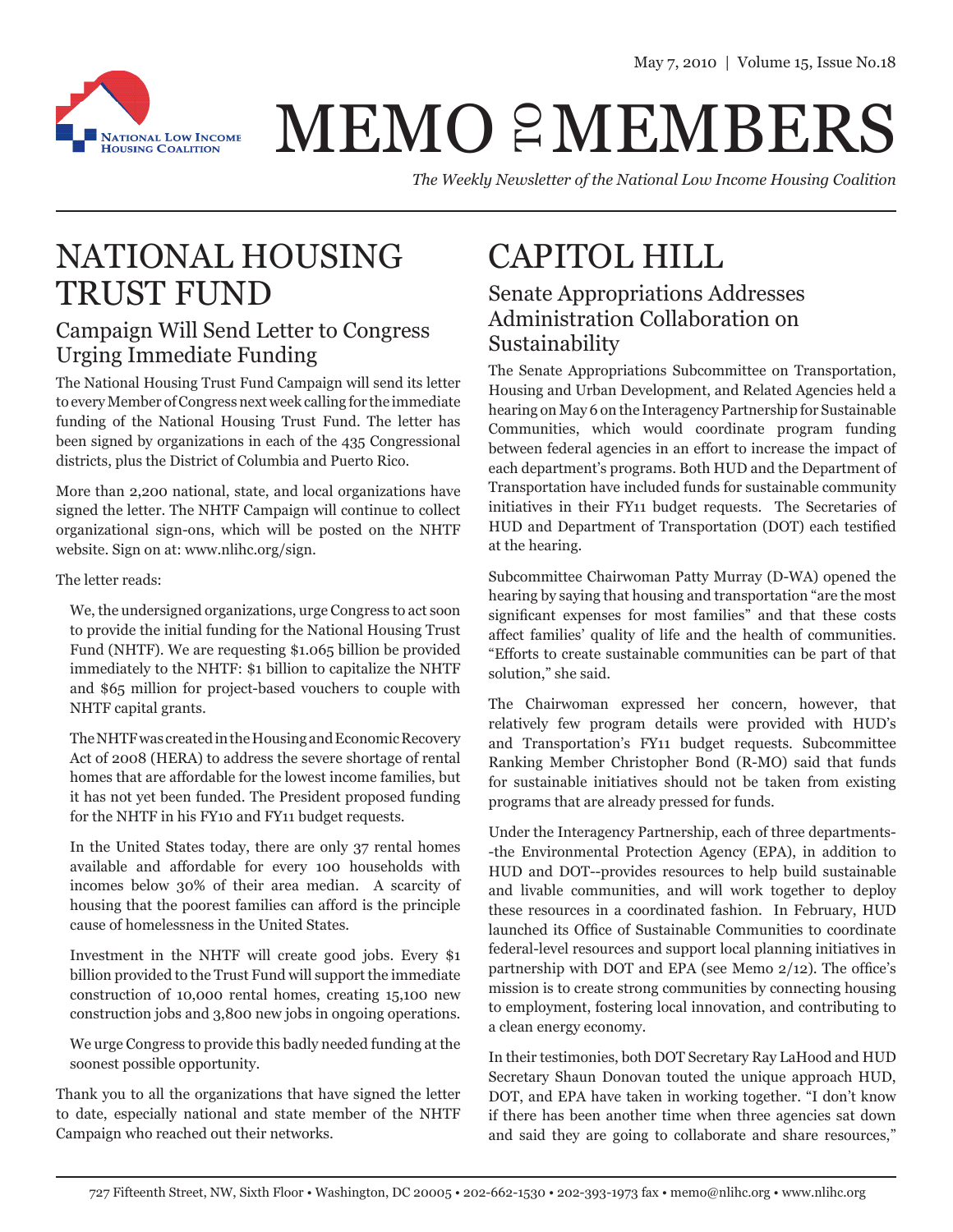# MEMO TO MEMBERS

*The Weekly Newsletter of the National Low Income Housing Coalition*

# NATIONAL HOUSING TRUST FUND

## Campaign Will Send Letter to Congress Urging Immediate Funding

The National Housing Trust Fund Campaign will send its letter to every Member of Congress next week calling for the immediate funding of the National Housing Trust Fund. The letter has been signed by organizations in each of the 435 Congressional districts, plus the District of Columbia and Puerto Rico.

More than 2,200 national, state, and local organizations have signed the letter. The NHTF Campaign will continue to collect organizational sign-ons, which will be posted on the NHTF website. Sign on at: www.nlihc.org/sign.

The letter reads:

> We, the undersigned organizations, urge Congress to act soon to provide the initial funding for the National Housing Trust Fund (NHTF). We are requesting $1.065 billion be provided immediately to the NHTF: $1 billion to capitalize the NHTF and $65 million for project-based vouchers to couple with NHTF capital grants.
>
> The NHTF was created in the Housing and Economic Recovery Act of 2008 (HERA) to address the severe shortage of rental homes that are affordable for the lowest income families, but it has not yet been funded. The President proposed funding for the NHTF in his FY10 and FY11 budget requests.
>
> In the United States today, there are only 37 rental homes available and affordable for every 100 households with incomes below 30% of their area median. A scarcity of housing that the poorest families can afford is the principle cause of homelessness in the United States.
>
> Investment in the NHTF will create good jobs. Every $1 billion provided to the Trust Fund will support the immediate construction of 10,000 rental homes, creating 15,100 new construction jobs and 3,800 new jobs in ongoing operations.
>
> We urge Congress to provide this badly needed funding at the soonest possible opportunity.

Thank you to all the organizations that have signed the letter to date, especially national and state member of the NHTF Campaign who reached out their networks.

# CAPITOL HILL

## Senate Appropriations Addresses Administration Collaboration on Sustainability

The Senate Appropriations Subcommittee on Transportation, Housing and Urban Development, and Related Agencies held a hearing on May 6 on the Interagency Partnership for Sustainable Communities, which would coordinate program funding between federal agencies in an effort to increase the impact of each department's programs. Both HUD and the Department of Transportation have included funds for sustainable community initiatives in their FY11 budget requests. The Secretaries of HUD and Department of Transportation (DOT) each testified at the hearing.

Subcommittee Chairwoman Patty Murray (D-WA) opened the hearing by saying that housing and transportation "are the most significant expenses for most families" and that these costs affect families' quality of life and the health of communities. "Efforts to create sustainable communities can be part of that solution," she said.

The Chairwoman expressed her concern, however, that relatively few program details were provided with HUD's and Transportation's FY11 budget requests. Subcommittee Ranking Member Christopher Bond (R-MO) said that funds for sustainable initiatives should not be taken from existing programs that are already pressed for funds.

Under the Interagency Partnership, each of three departments--the Environmental Protection Agency (EPA), in addition to HUD and DOT--provides resources to help build sustainable and livable communities, and will work together to deploy these resources in a coordinated fashion. In February, HUD launched its Office of Sustainable Communities to coordinate federal-level resources and support local planning initiatives in partnership with DOT and EPA (see Memo 2/12). The office's mission is to create strong communities by connecting housing to employment, fostering local innovation, and contributing to a clean energy economy.

In their testimonies, both DOT Secretary Ray LaHood and HUD Secretary Shaun Donovan touted the unique approach HUD, DOT, and EPA have taken in working together. "I don't know if there has been another time when three agencies sat down and said they are going to collaborate and share resources,"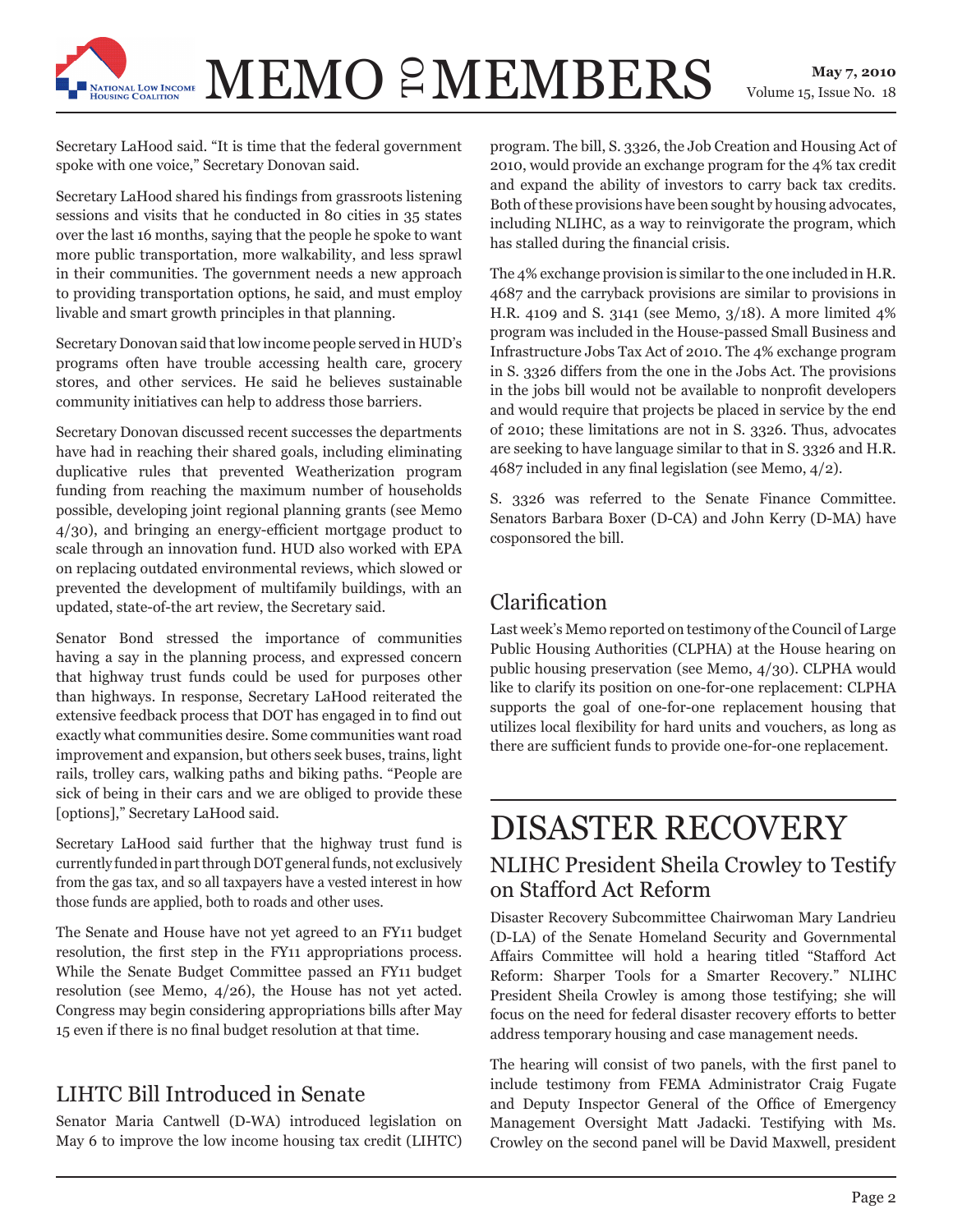Secretary LaHood said. "It is time that the federal government spoke with one voice," Secretary Donovan said.

Secretary LaHood shared his findings from grassroots listening sessions and visits that he conducted in 80 cities in 35 states over the last 16 months, saying that the people he spoke to want more public transportation, more walkability, and less sprawl in their communities. The government needs a new approach to providing transportation options, he said, and must employ livable and smart growth principles in that planning.

Secretary Donovan said that low income people served in HUD's programs often have trouble accessing health care, grocery stores, and other services. He said he believes sustainable community initiatives can help to address those barriers.

Secretary Donovan discussed recent successes the departments have had in reaching their shared goals, including eliminating duplicative rules that prevented Weatherization program funding from reaching the maximum number of households possible, developing joint regional planning grants (see Memo 4/30), and bringing an energy-efficient mortgage product to scale through an innovation fund. HUD also worked with EPA on replacing outdated environmental reviews, which slowed or prevented the development of multifamily buildings, with an updated, state-of-the art review, the Secretary said.

Senator Bond stressed the importance of communities having a say in the planning process, and expressed concern that highway trust funds could be used for purposes other than highways. In response, Secretary LaHood reiterated the extensive feedback process that DOT has engaged in to find out exactly what communities desire. Some communities want road improvement and expansion, but others seek buses, trains, light rails, trolley cars, walking paths and biking paths. "People are sick of being in their cars and we are obliged to provide these [options]," Secretary LaHood said.

Secretary LaHood said further that the highway trust fund is currently funded in part through DOT general funds, not exclusively from the gas tax, and so all taxpayers have a vested interest in how those funds are applied, both to roads and other uses.

The Senate and House have not yet agreed to an FY11 budget resolution, the first step in the FY11 appropriations process. While the Senate Budget Committee passed an FY11 budget resolution (see Memo, 4/26), the House has not yet acted. Congress may begin considering appropriations bills after May 15 even if there is no final budget resolution at that time.

## LIHTC Bill Introduced in Senate

Senator Maria Cantwell (D-WA) introduced legislation on May 6 to improve the low income housing tax credit (LIHTC) program. The bill, S. 3326, the Job Creation and Housing Act of 2010, would provide an exchange program for the 4% tax credit and expand the ability of investors to carry back tax credits. Both of these provisions have been sought by housing advocates, including NLIHC, as a way to reinvigorate the program, which has stalled during the financial crisis.

The 4% exchange provision is similar to the one included in H.R. 4687 and the carryback provisions are similar to provisions in H.R. 4109 and S. 3141 (see Memo, 3/18). A more limited 4% program was included in the House-passed Small Business and Infrastructure Jobs Tax Act of 2010. The 4% exchange program in S. 3326 differs from the one in the Jobs Act. The provisions in the jobs bill would not be available to nonprofit developers and would require that projects be placed in service by the end of 2010; these limitations are not in S. 3326. Thus, advocates are seeking to have language similar to that in S. 3326 and H.R. 4687 included in any final legislation (see Memo, 4/2).

S. 3326 was referred to the Senate Finance Committee. Senators Barbara Boxer (D-CA) and John Kerry (D-MA) have cosponsored the bill.

## Clarification

Last week's Memo reported on testimony of the Council of Large Public Housing Authorities (CLPHA) at the House hearing on public housing preservation (see Memo, 4/30). CLPHA would like to clarify its position on one-for-one replacement: CLPHA supports the goal of one-for-one replacement housing that utilizes local flexibility for hard units and vouchers, as long as there are sufficient funds to provide one-for-one replacement.

# DISASTER RECOVERY

## NLIHC President Sheila Crowley to Testify on Stafford Act Reform

Disaster Recovery Subcommittee Chairwoman Mary Landrieu (D-LA) of the Senate Homeland Security and Governmental Affairs Committee will hold a hearing titled "Stafford Act Reform: Sharper Tools for a Smarter Recovery." NLIHC President Sheila Crowley is among those testifying; she will focus on the need for federal disaster recovery efforts to better address temporary housing and case management needs.

The hearing will consist of two panels, with the first panel to include testimony from FEMA Administrator Craig Fugate and Deputy Inspector General of the Office of Emergency Management Oversight Matt Jadacki. Testifying with Ms. Crowley on the second panel will be David Maxwell, president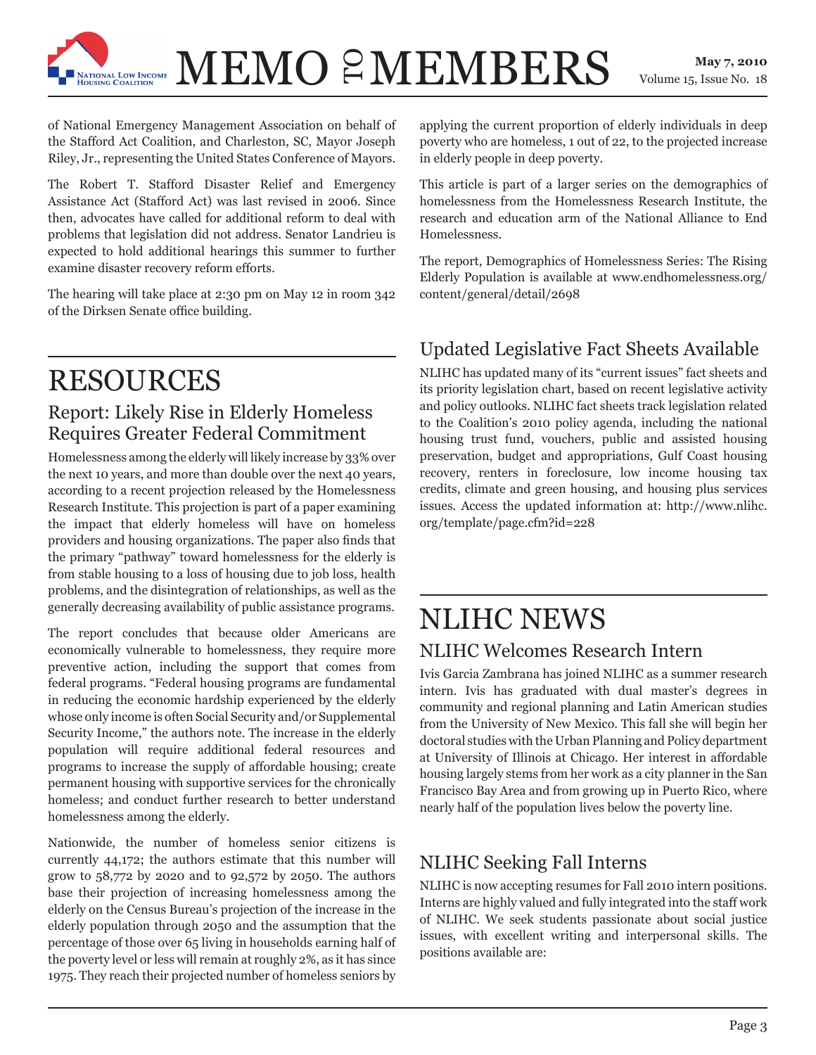of National Emergency Management Association on behalf of the Stafford Act Coalition, and Charleston, SC, Mayor Joseph Riley, Jr., representing the United States Conference of Mayors.

The Robert T. Stafford Disaster Relief and Emergency Assistance Act (Stafford Act) was last revised in 2006. Since then, advocates have called for additional reform to deal with problems that legislation did not address. Senator Landrieu is expected to hold additional hearings this summer to further examine disaster recovery reform efforts.

The hearing will take place at 2:30 pm on May 12 in room 342 of the Dirksen Senate office building.

# RESOURCES

## Report: Likely Rise in Elderly Homeless Requires Greater Federal Commitment

Homelessness among the elderly will likely increase by 33% over the next 10 years, and more than double over the next 40 years, according to a recent projection released by the Homelessness Research Institute. This projection is part of a paper examining the impact that elderly homeless will have on homeless providers and housing organizations. The paper also finds that the primary "pathway" toward homelessness for the elderly is from stable housing to a loss of housing due to job loss, health problems, and the disintegration of relationships, as well as the generally decreasing availability of public assistance programs.

The report concludes that because older Americans are economically vulnerable to homelessness, they require more preventive action, including the support that comes from federal programs. "Federal housing programs are fundamental in reducing the economic hardship experienced by the elderly whose only income is often Social Security and/or Supplemental Security Income," the authors note. The increase in the elderly population will require additional federal resources and programs to increase the supply of affordable housing; create permanent housing with supportive services for the chronically homeless; and conduct further research to better understand homelessness among the elderly.

Nationwide, the number of homeless senior citizens is currently 44,172; the authors estimate that this number will grow to 58,772 by 2020 and to 92,572 by 2050. The authors base their projection of increasing homelessness among the elderly on the Census Bureau's projection of the increase in the elderly population through 2050 and the assumption that the percentage of those over 65 living in households earning half of the poverty level or less will remain at roughly 2%, as it has since 1975. They reach their projected number of homeless seniors by applying the current proportion of elderly individuals in deep poverty who are homeless, 1 out of 22, to the projected increase in elderly people in deep poverty.

This article is part of a larger series on the demographics of homelessness from the Homelessness Research Institute, the research and education arm of the National Alliance to End Homelessness.

The report, Demographics of Homelessness Series: The Rising Elderly Population is available at www.endhomelessness.org/content/general/detail/2698

## Updated Legislative Fact Sheets Available

NLIHC has updated many of its "current issues" fact sheets and its priority legislation chart, based on recent legislative activity and policy outlooks. NLIHC fact sheets track legislation related to the Coalition's 2010 policy agenda, including the national housing trust fund, vouchers, public and assisted housing preservation, budget and appropriations, Gulf Coast housing recovery, renters in foreclosure, low income housing tax credits, climate and green housing, and housing plus services issues. Access the updated information at: http://www.nlihc.org/template/page.cfm?id=228

# NLIHC NEWS

## NLIHC Welcomes Research Intern

Ivis Garcia Zambrana has joined NLIHC as a summer research intern. Ivis has graduated with dual master's degrees in community and regional planning and Latin American studies from the University of New Mexico. This fall she will begin her doctoral studies with the Urban Planning and Policy department at University of Illinois at Chicago. Her interest in affordable housing largely stems from her work as a city planner in the San Francisco Bay Area and from growing up in Puerto Rico, where nearly half of the population lives below the poverty line.

## NLIHC Seeking Fall Interns

NLIHC is now accepting resumes for Fall 2010 intern positions. Interns are highly valued and fully integrated into the staff work of NLIHC. We seek students passionate about social justice issues, with excellent writing and interpersonal skills. The positions available are: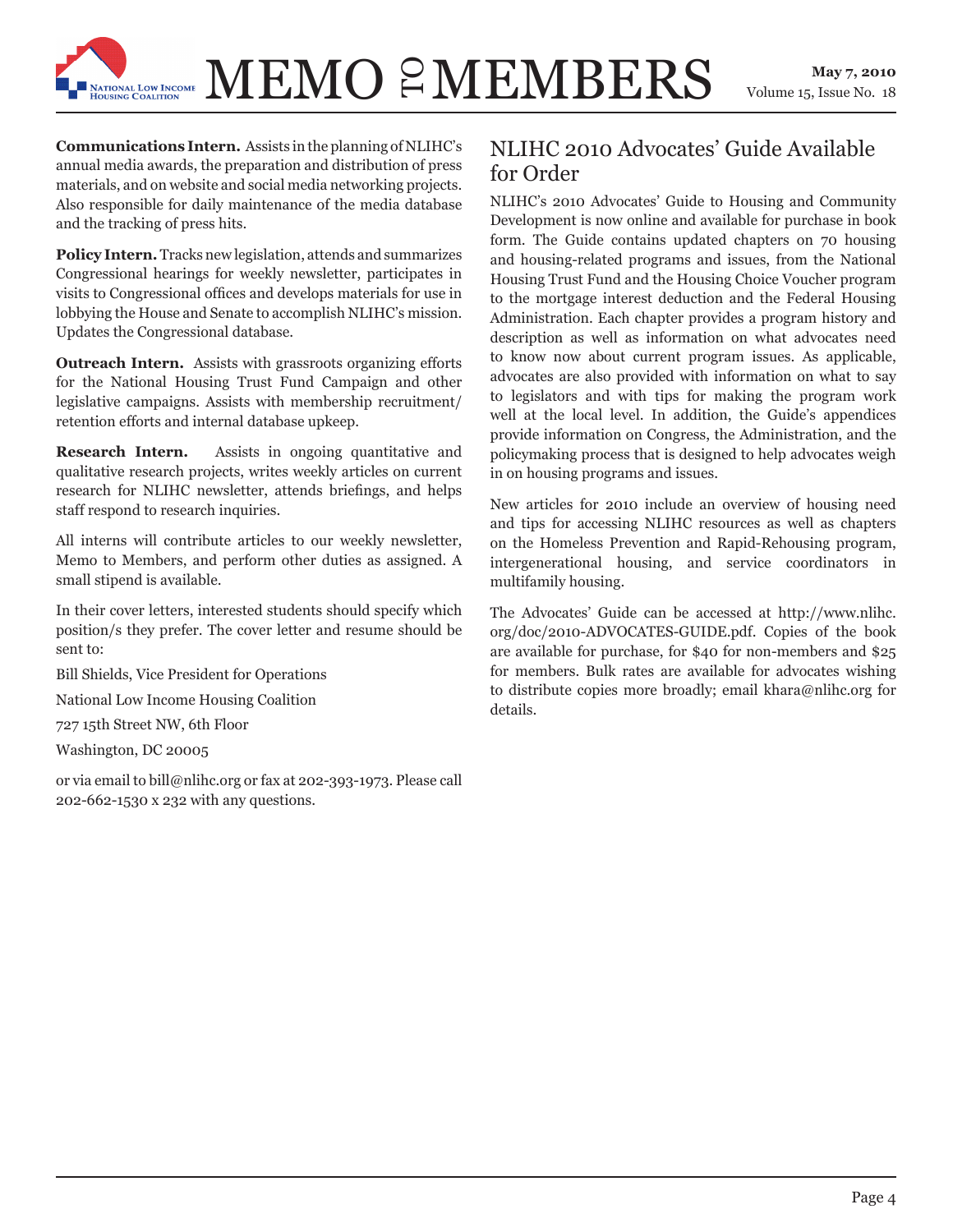**Communications Intern.** Assists in the planning of NLIHC's annual media awards, the preparation and distribution of press materials, and on website and social media networking projects. Also responsible for daily maintenance of the media database and the tracking of press hits.

**Policy Intern.** Tracks new legislation, attends and summarizes Congressional hearings for weekly newsletter, participates in visits to Congressional offices and develops materials for use in lobbying the House and Senate to accomplish NLIHC's mission. Updates the Congressional database.

**Outreach Intern.** Assists with grassroots organizing efforts for the National Housing Trust Fund Campaign and other legislative campaigns. Assists with membership recruitment/retention efforts and internal database upkeep.

**Research Intern.** Assists in ongoing quantitative and qualitative research projects, writes weekly articles on current research for NLIHC newsletter, attends briefings, and helps staff respond to research inquiries.

All interns will contribute articles to our weekly newsletter, Memo to Members, and perform other duties as assigned. A small stipend is available.

In their cover letters, interested students should specify which position/s they prefer. The cover letter and resume should be sent to:

Bill Shields, Vice President for Operations

National Low Income Housing Coalition

727 15th Street NW, 6th Floor

Washington, DC 20005

or via email to bill@nlihc.org or fax at 202-393-1973. Please call 202-662-1530 x 232 with any questions.

## NLIHC 2010 Advocates' Guide Available for Order

NLIHC's 2010 Advocates' Guide to Housing and Community Development is now online and available for purchase in book form. The Guide contains updated chapters on 70 housing and housing-related programs and issues, from the National Housing Trust Fund and the Housing Choice Voucher program to the mortgage interest deduction and the Federal Housing Administration. Each chapter provides a program history and description as well as information on what advocates need to know now about current program issues. As applicable, advocates are also provided with information on what to say to legislators and with tips for making the program work well at the local level. In addition, the Guide's appendices provide information on Congress, the Administration, and the policymaking process that is designed to help advocates weigh in on housing programs and issues.

New articles for 2010 include an overview of housing need and tips for accessing NLIHC resources as well as chapters on the Homeless Prevention and Rapid-Rehousing program, intergenerational housing, and service coordinators in multifamily housing.

The Advocates' Guide can be accessed at http://www.nlihc.org/doc/2010-ADVOCATES-GUIDE.pdf. Copies of the book are available for purchase, for $40 for non-members and $25 for members. Bulk rates are available for advocates wishing to distribute copies more broadly; email khara@nlihc.org for details.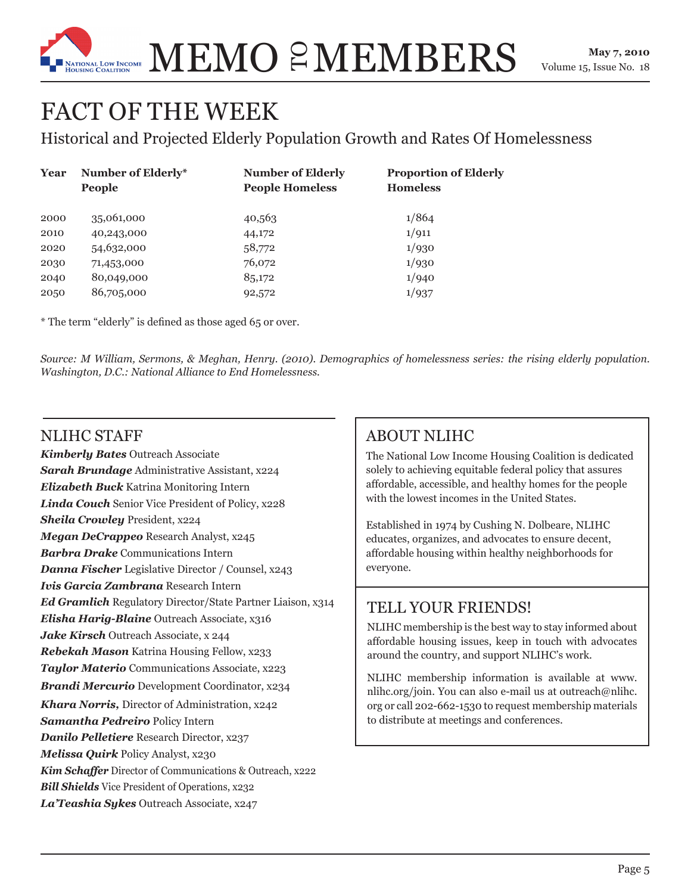# FACT OF THE WEEK

## Historical and Projected Elderly Population Growth and Rates Of Homelessness

| Year | Number of Elderly* People | Number of Elderly People Homeless | Proportion of Elderly Homeless |
|---|---|---|---|
| 2000 | 35,061,000 | 40,563 | 1/864 |
| 2010 | 40,243,000 | 44,172 | 1/911 |
| 2020 | 54,632,000 | 58,772 | 1/930 |
| 2030 | 71,453,000 | 76,072 | 1/930 |
| 2040 | 80,049,000 | 85,172 | 1/940 |
| 2050 | 86,705,000 | 92,572 | 1/937 |

* The term "elderly" is defined as those aged 65 or over.

*Source: M William, Sermons, & Meghan, Henry. (2010). Demographics of homelessness series: the rising elderly population. Washington, D.C.: National Alliance to End Homelessness.*

## NLIHC STAFF

***Kimberly Bates*** Outreach Associate
***Sarah Brundage*** Administrative Assistant, x224
***Elizabeth Buck*** Katrina Monitoring Intern
***Linda Couch*** Senior Vice President of Policy, x228
***Sheila Crowley*** President, x224
***Megan DeCrappeo*** Research Analyst, x245
***Barbra Drake*** Communications Intern
***Danna Fischer*** Legislative Director / Counsel, x243
***Ivis Garcia Zambrana*** Research Intern
***Ed Gramlich*** Regulatory Director/State Partner Liaison, x314
***Elisha Harig-Blaine*** Outreach Associate, x316
***Jake Kirsch*** Outreach Associate, x 244
***Rebekah Mason*** Katrina Housing Fellow, x233
***Taylor Materio*** Communications Associate, x223
***Brandi Mercurio*** Development Coordinator, x234
***Khara Norris,*** Director of Administration, x242
***Samantha Pedreiro*** Policy Intern
***Danilo Pelletiere*** Research Director, x237
***Melissa Quirk*** Policy Analyst, x230
***Kim Schaffer*** Director of Communications & Outreach, x222
***Bill Shields*** Vice President of Operations, x232
***La'Teashia Sykes*** Outreach Associate, x247

## ABOUT NLIHC

The National Low Income Housing Coalition is dedicated solely to achieving equitable federal policy that assures affordable, accessible, and healthy homes for the people with the lowest incomes in the United States.

Established in 1974 by Cushing N. Dolbeare, NLIHC educates, organizes, and advocates to ensure decent, affordable housing within healthy neighborhoods for everyone.

## TELL YOUR FRIENDS!

NLIHC membership is the best way to stay informed about affordable housing issues, keep in touch with advocates around the country, and support NLIHC's work.

NLIHC membership information is available at www.nlihc.org/join. You can also e-mail us at outreach@nlihc.org or call 202-662-1530 to request membership materials to distribute at meetings and conferences.